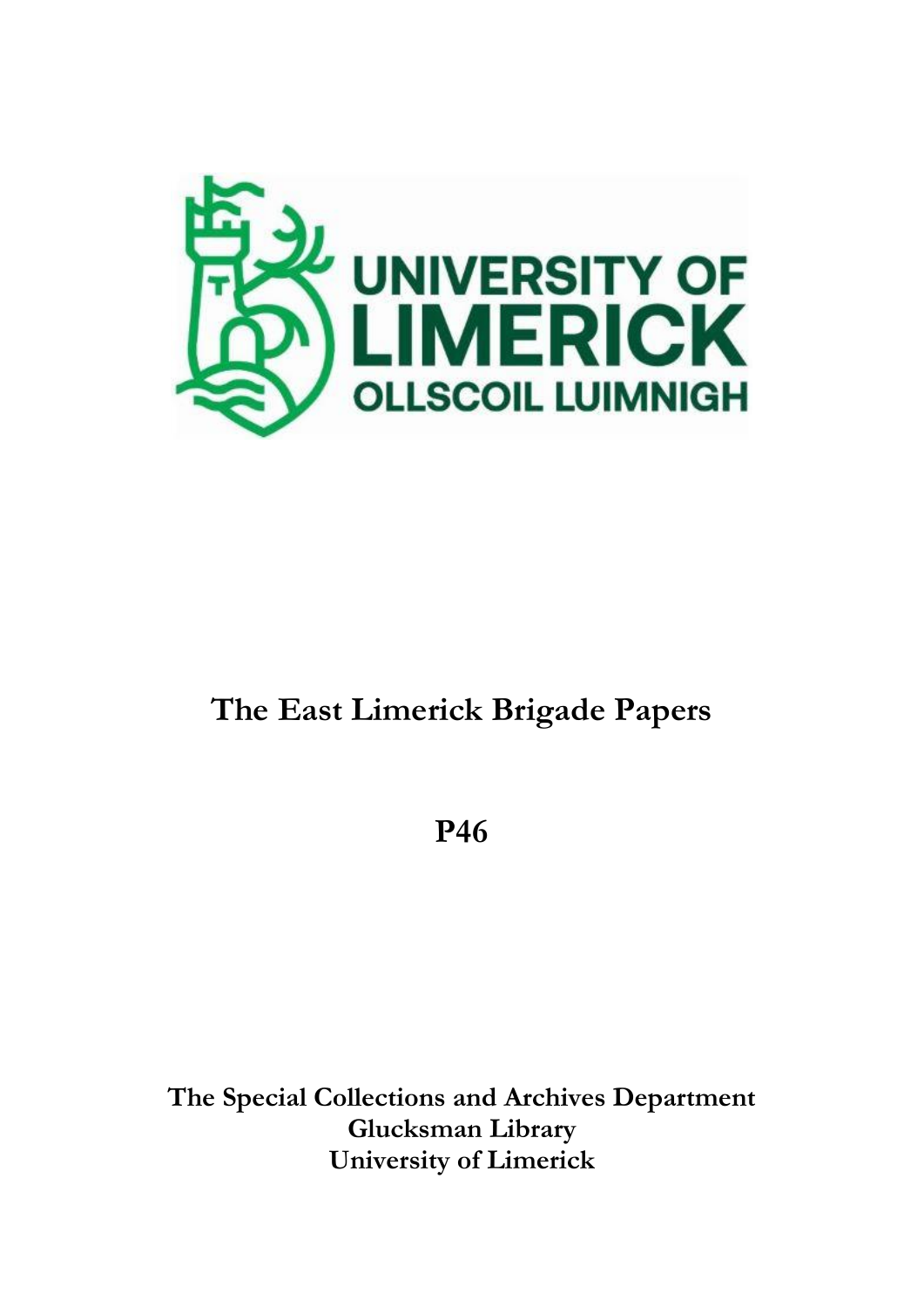UNIVERSITY OF LIMERICK
OLLSCOIL LUIMNIGH

# The East Limerick Brigade Papers

## P46

**The Special Collections and Archives Department**
**Glucksman Library**
**University of Limerick**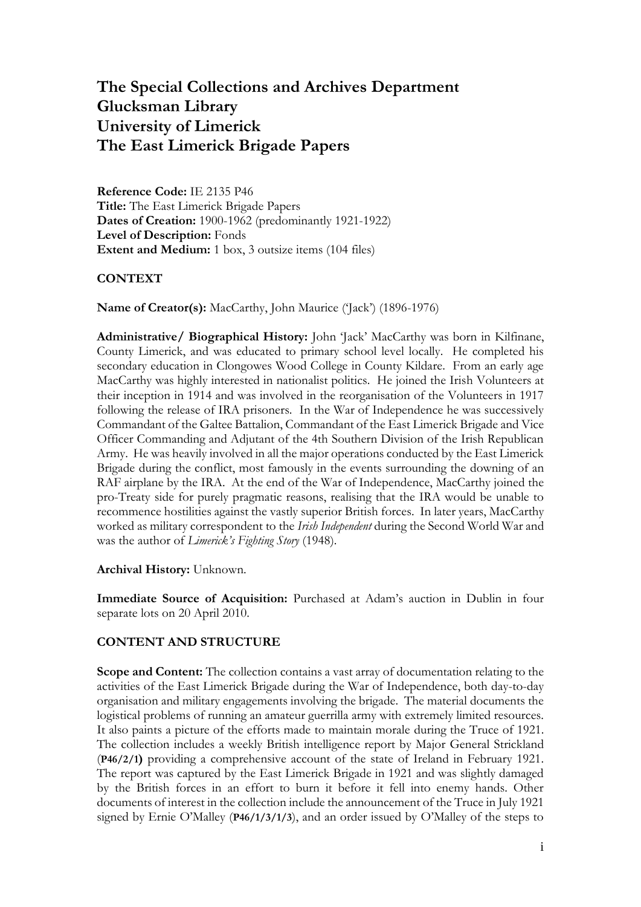# The Special Collections and Archives Department
# Glucksman Library
# University of Limerick
# The East Limerick Brigade Papers

**Reference Code:** IE 2135 P46
**Title:** The East Limerick Brigade Papers
**Dates of Creation:** 1900-1962 (predominantly 1921-1922)
**Level of Description:** Fonds
**Extent and Medium:** 1 box, 3 outsize items (104 files)

## CONTEXT

**Name of Creator(s):** MacCarthy, John Maurice ('Jack') (1896-1976)

**Administrative/ Biographical History:** John 'Jack' MacCarthy was born in Kilfinane, County Limerick, and was educated to primary school level locally. He completed his secondary education in Clongowes Wood College in County Kildare. From an early age MacCarthy was highly interested in nationalist politics. He joined the Irish Volunteers at their inception in 1914 and was involved in the reorganisation of the Volunteers in 1917 following the release of IRA prisoners. In the War of Independence he was successively Commandant of the Galtee Battalion, Commandant of the East Limerick Brigade and Vice Officer Commanding and Adjutant of the 4th Southern Division of the Irish Republican Army. He was heavily involved in all the major operations conducted by the East Limerick Brigade during the conflict, most famously in the events surrounding the downing of an RAF airplane by the IRA. At the end of the War of Independence, MacCarthy joined the pro-Treaty side for purely pragmatic reasons, realising that the IRA would be unable to recommence hostilities against the vastly superior British forces. In later years, MacCarthy worked as military correspondent to the *Irish Independent* during the Second World War and was the author of *Limerick's Fighting Story* (1948).

**Archival History:** Unknown.

**Immediate Source of Acquisition:** Purchased at Adam's auction in Dublin in four separate lots on 20 April 2010.

## CONTENT AND STRUCTURE

**Scope and Content:** The collection contains a vast array of documentation relating to the activities of the East Limerick Brigade during the War of Independence, both day-to-day organisation and military engagements involving the brigade. The material documents the logistical problems of running an amateur guerrilla army with extremely limited resources. It also paints a picture of the efforts made to maintain morale during the Truce of 1921. The collection includes a weekly British intelligence report by Major General Strickland (**P46/2/1)** providing a comprehensive account of the state of Ireland in February 1921. The report was captured by the East Limerick Brigade in 1921 and was slightly damaged by the British forces in an effort to burn it before it fell into enemy hands. Other documents of interest in the collection include the announcement of the Truce in July 1921 signed by Ernie O'Malley (**P46/1/3/1/3**), and an order issued by O'Malley of the steps to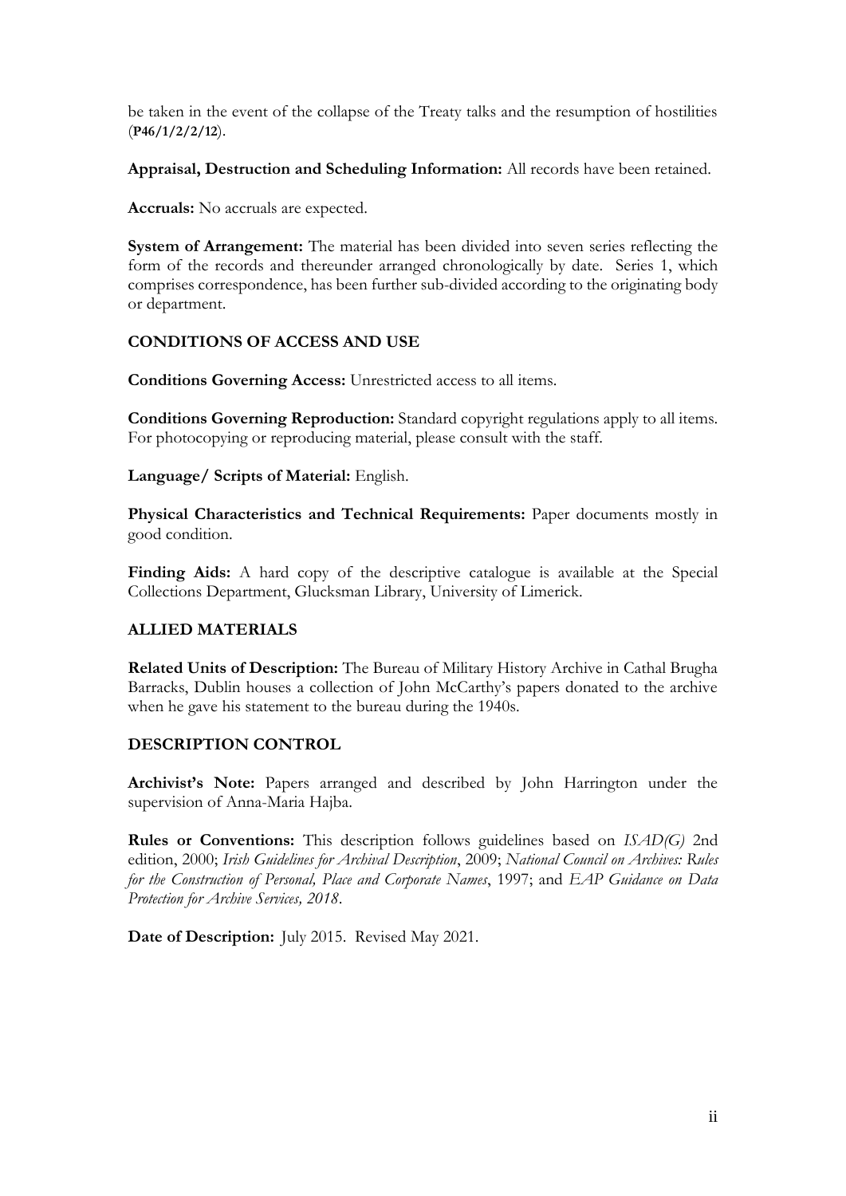be taken in the event of the collapse of the Treaty talks and the resumption of hostilities (**P46/1/2/2/12**).

**Appraisal, Destruction and Scheduling Information:** All records have been retained.

**Accruals:** No accruals are expected.

**System of Arrangement:** The material has been divided into seven series reflecting the form of the records and thereunder arranged chronologically by date. Series 1, which comprises correspondence, has been further sub-divided according to the originating body or department.

## CONDITIONS OF ACCESS AND USE

**Conditions Governing Access:** Unrestricted access to all items.

**Conditions Governing Reproduction:** Standard copyright regulations apply to all items. For photocopying or reproducing material, please consult with the staff.

**Language/ Scripts of Material:** English.

**Physical Characteristics and Technical Requirements:** Paper documents mostly in good condition.

**Finding Aids:** A hard copy of the descriptive catalogue is available at the Special Collections Department, Glucksman Library, University of Limerick.

## ALLIED MATERIALS

**Related Units of Description:** The Bureau of Military History Archive in Cathal Brugha Barracks, Dublin houses a collection of John McCarthy's papers donated to the archive when he gave his statement to the bureau during the 1940s.

## DESCRIPTION CONTROL

**Archivist's Note:** Papers arranged and described by John Harrington under the supervision of Anna-Maria Hajba.

**Rules or Conventions:** This description follows guidelines based on *ISAD(G)* 2nd edition, 2000; *Irish Guidelines for Archival Description*, 2009; *National Council on Archives: Rules for the Construction of Personal, Place and Corporate Names*, 1997; and *EAP Guidance on Data Protection for Archive Services, 2018*.

**Date of Description:** July 2015. Revised May 2021.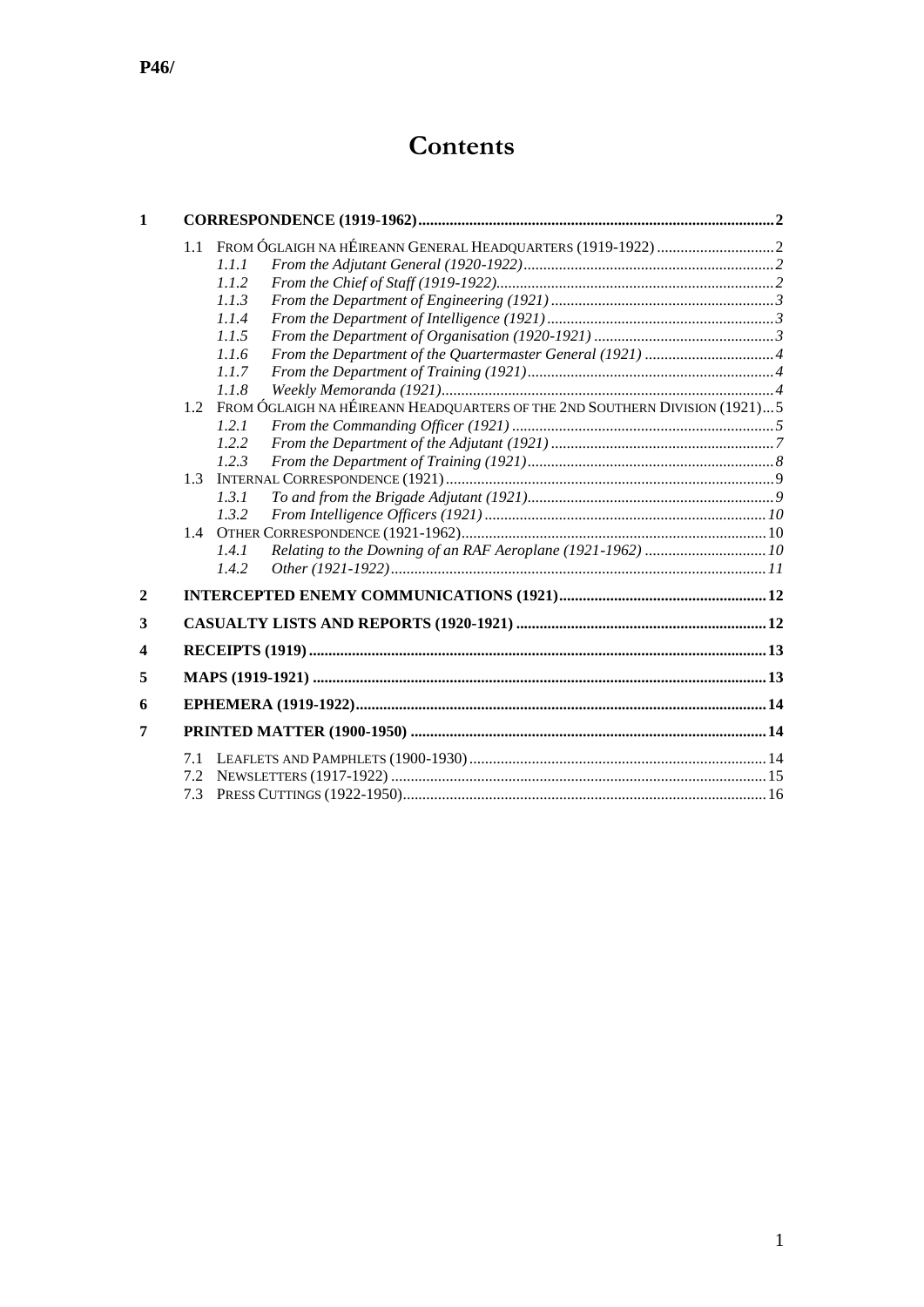P46/

# Contents

| | | | |
|---|---|---|---|
| **1** | **CORRESPONDENCE (1919-1962)** | | **2** |
| | 1.1 | FROM ÓGLAIGH NA HÉIREANN GENERAL HEADQUARTERS (1919-1922) | 2 |
| | | *1.1.1 From the Adjutant General (1920-1922)* | *2* |
| | | *1.1.2 From the Chief of Staff (1919-1922)* | *2* |
| | | *1.1.3 From the Department of Engineering (1921)* | *3* |
| | | *1.1.4 From the Department of Intelligence (1921)* | *3* |
| | | *1.1.5 From the Department of Organisation (1920-1921)* | *3* |
| | | *1.1.6 From the Department of the Quartermaster General (1921)* | *4* |
| | | *1.1.7 From the Department of Training (1921)* | *4* |
| | | *1.1.8 Weekly Memoranda (1921)* | *4* |
| | 1.2 | FROM ÓGLAIGH NA HÉIREANN HEADQUARTERS OF THE 2ND SOUTHERN DIVISION (1921) | 5 |
| | | *1.2.1 From the Commanding Officer (1921)* | *5* |
| | | *1.2.2 From the Department of the Adjutant (1921)* | *7* |
| | | *1.2.3 From the Department of Training (1921)* | *8* |
| | 1.3 | INTERNAL CORRESPONDENCE (1921) | 9 |
| | | *1.3.1 To and from the Brigade Adjutant (1921)* | *9* |
| | | *1.3.2 From Intelligence Officers (1921)* | *10* |
| | 1.4 | OTHER CORRESPONDENCE (1921-1962) | 10 |
| | | *1.4.1 Relating to the Downing of an RAF Aeroplane (1921-1962)* | *10* |
| | | *1.4.2 Other (1921-1922)* | *11* |
| **2** | **INTERCEPTED ENEMY COMMUNICATIONS (1921)** | | **12** |
| **3** | **CASUALTY LISTS AND REPORTS (1920-1921)** | | **12** |
| **4** | **RECEIPTS (1919)** | | **13** |
| **5** | **MAPS (1919-1921)** | | **13** |
| **6** | **EPHEMERA (1919-1922)** | | **14** |
| **7** | **PRINTED MATTER (1900-1950)** | | **14** |
| | 7.1 | LEAFLETS AND PAMPHLETS (1900-1930) | 14 |
| | 7.2 | NEWSLETTERS (1917-1922) | 15 |
| | 7.3 | PRESS CUTTINGS (1922-1950) | 16 |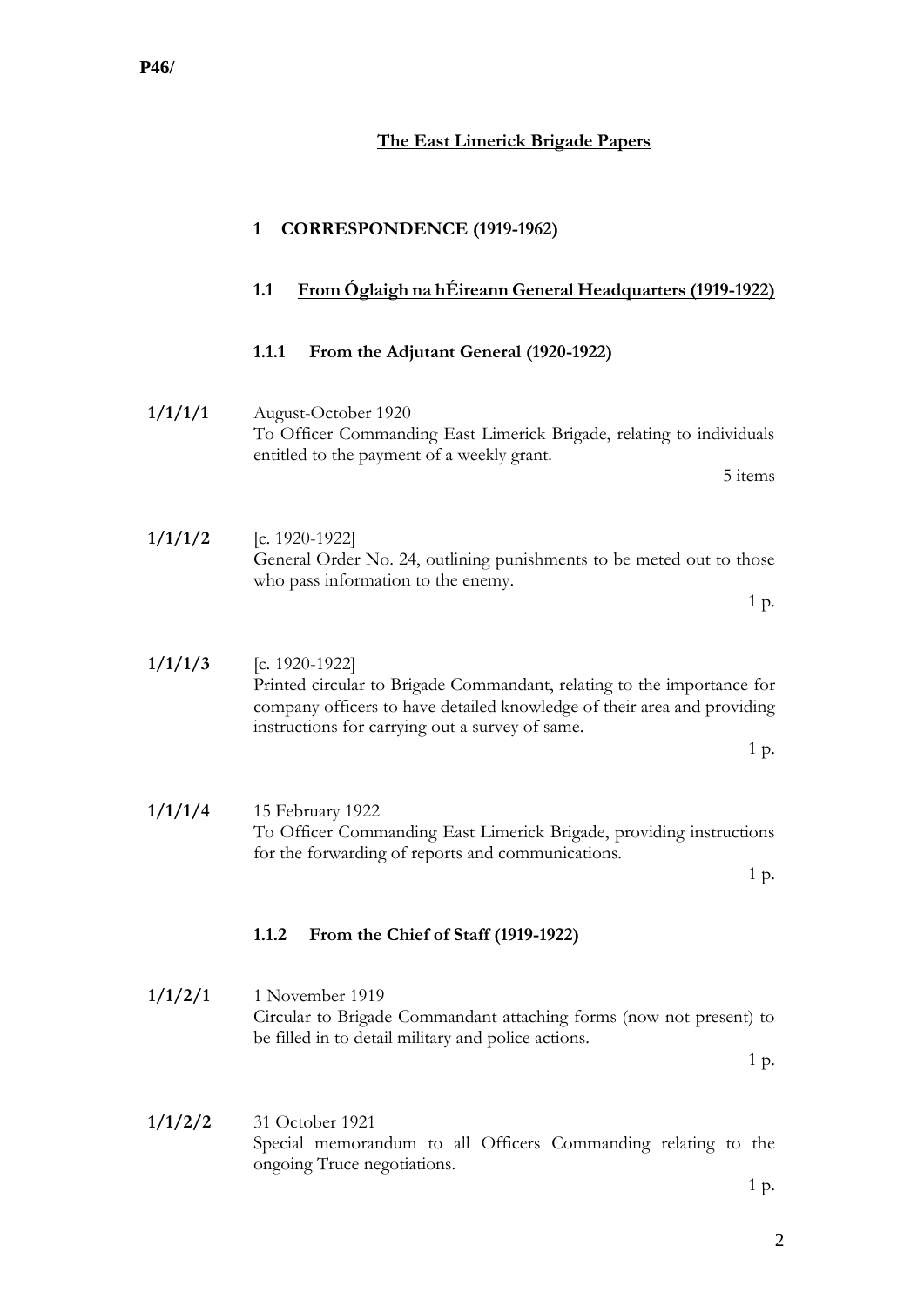P46/

# The East Limerick Brigade Papers

## 1 CORRESPONDENCE (1919-1962)

### 1.1 From Óglaigh na hÉireann General Headquarters (1919-1922)

#### 1.1.1 From the Adjutant General (1920-1922)

**1/1/1/1** August-October 1920
To Officer Commanding East Limerick Brigade, relating to individuals entitled to the payment of a weekly grant.
5 items

**1/1/1/2** [c. 1920-1922]
General Order No. 24, outlining punishments to be meted out to those who pass information to the enemy.
1 p.

**1/1/1/3** [c. 1920-1922]
Printed circular to Brigade Commandant, relating to the importance for company officers to have detailed knowledge of their area and providing instructions for carrying out a survey of same.
1 p.

**1/1/1/4** 15 February 1922
To Officer Commanding East Limerick Brigade, providing instructions for the forwarding of reports and communications.
1 p.

#### 1.1.2 From the Chief of Staff (1919-1922)

**1/1/2/1** 1 November 1919
Circular to Brigade Commandant attaching forms (now not present) to be filled in to detail military and police actions.
1 p.

**1/1/2/2** 31 October 1921
Special memorandum to all Officers Commanding relating to the ongoing Truce negotiations.
1 p.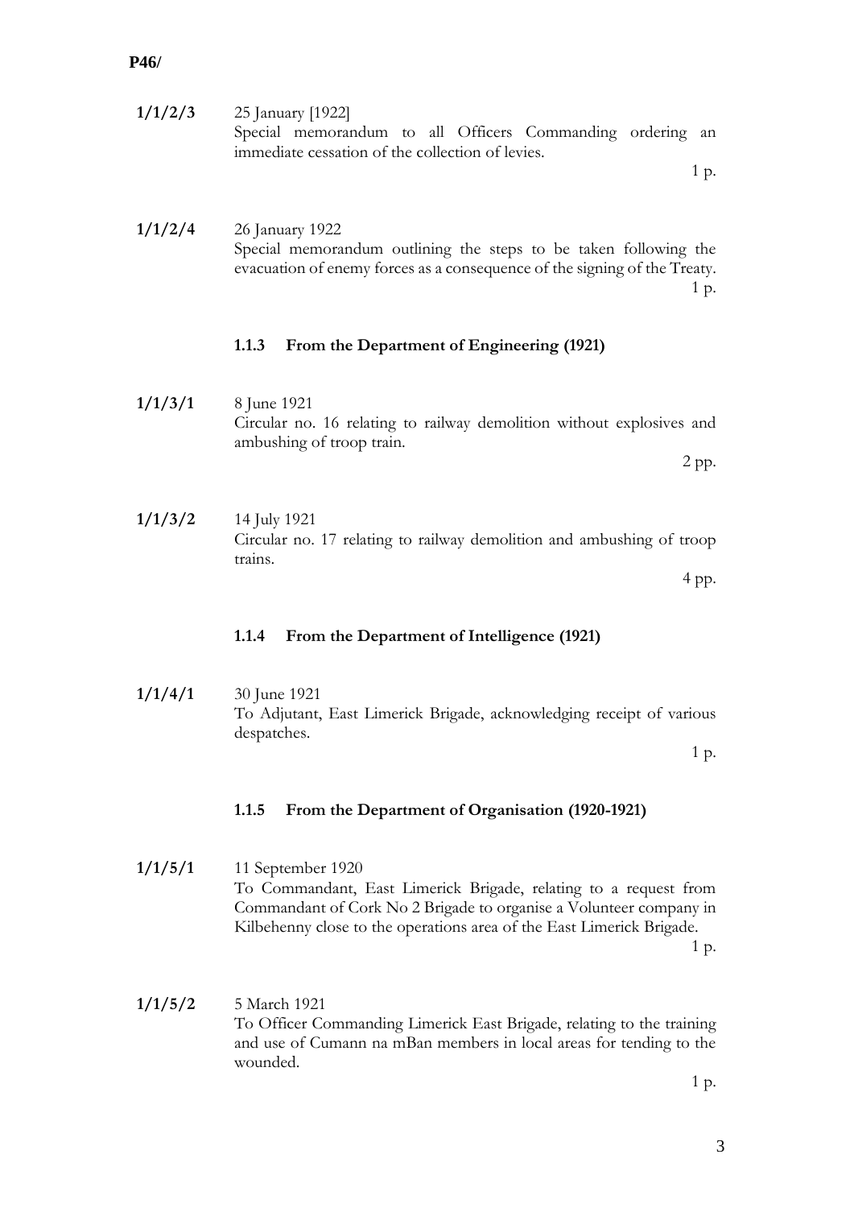**1/1/2/3** 25 January [1922]
Special memorandum to all Officers Commanding ordering an immediate cessation of the collection of levies.
1 p.

**1/1/2/4** 26 January 1922
Special memorandum outlining the steps to be taken following the evacuation of enemy forces as a consequence of the signing of the Treaty.
1 p.

### 1.1.3 From the Department of Engineering (1921)

**1/1/3/1** 8 June 1921
Circular no. 16 relating to railway demolition without explosives and ambushing of troop train.
2 pp.

**1/1/3/2** 14 July 1921
Circular no. 17 relating to railway demolition and ambushing of troop trains.
4 pp.

### 1.1.4 From the Department of Intelligence (1921)

**1/1/4/1** 30 June 1921
To Adjutant, East Limerick Brigade, acknowledging receipt of various despatches.
1 p.

### 1.1.5 From the Department of Organisation (1920-1921)

**1/1/5/1** 11 September 1920
To Commandant, East Limerick Brigade, relating to a request from Commandant of Cork No 2 Brigade to organise a Volunteer company in Kilbehenny close to the operations area of the East Limerick Brigade.
1 p.

**1/1/5/2** 5 March 1921
To Officer Commanding Limerick East Brigade, relating to the training and use of Cumann na mBan members in local areas for tending to the wounded.
1 p.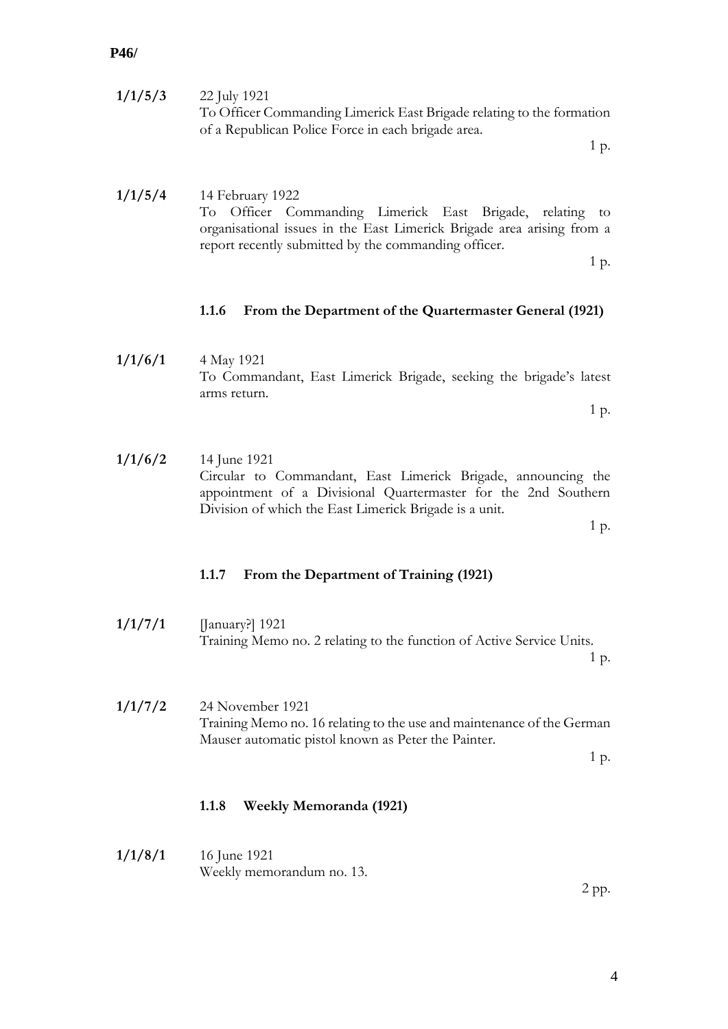**1/1/5/3** 22 July 1921
To Officer Commanding Limerick East Brigade relating to the formation of a Republican Police Force in each brigade area.
1 p.

**1/1/5/4** 14 February 1922
To Officer Commanding Limerick East Brigade, relating to organisational issues in the East Limerick Brigade area arising from a report recently submitted by the commanding officer.
1 p.

### 1.1.6 From the Department of the Quartermaster General (1921)

**1/1/6/1** 4 May 1921
To Commandant, East Limerick Brigade, seeking the brigade's latest arms return.
1 p.

**1/1/6/2** 14 June 1921
Circular to Commandant, East Limerick Brigade, announcing the appointment of a Divisional Quartermaster for the 2nd Southern Division of which the East Limerick Brigade is a unit.
1 p.

### 1.1.7 From the Department of Training (1921)

**1/1/7/1** [January?] 1921
Training Memo no. 2 relating to the function of Active Service Units.
1 p.

**1/1/7/2** 24 November 1921
Training Memo no. 16 relating to the use and maintenance of the German Mauser automatic pistol known as Peter the Painter.
1 p.

### 1.1.8 Weekly Memoranda (1921)

**1/1/8/1** 16 June 1921
Weekly memorandum no. 13.
2 pp.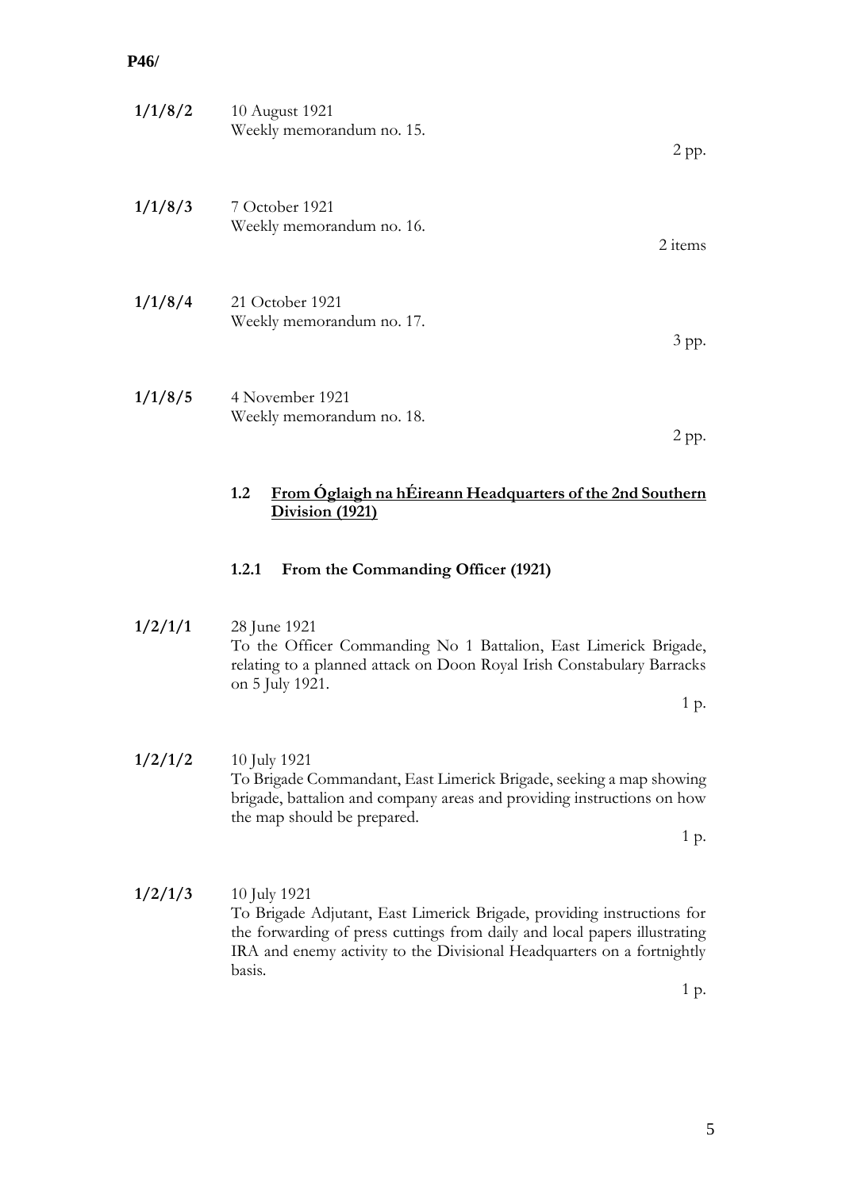**P46/**

**1/1/8/2** 10 August 1921
Weekly memorandum no. 15.
2 pp.

**1/1/8/3** 7 October 1921
Weekly memorandum no. 16.
2 items

**1/1/8/4** 21 October 1921
Weekly memorandum no. 17.
3 pp.

**1/1/8/5** 4 November 1921
Weekly memorandum no. 18.
2 pp.

## 1.2 <u>From Óglaigh na hÉireann Headquarters of the 2nd Southern Division (1921)</u>

### 1.2.1 From the Commanding Officer (1921)

**1/2/1/1** 28 June 1921
To the Officer Commanding No 1 Battalion, East Limerick Brigade, relating to a planned attack on Doon Royal Irish Constabulary Barracks on 5 July 1921.
1 p.

**1/2/1/2** 10 July 1921
To Brigade Commandant, East Limerick Brigade, seeking a map showing brigade, battalion and company areas and providing instructions on how the map should be prepared.
1 p.

**1/2/1/3** 10 July 1921
To Brigade Adjutant, East Limerick Brigade, providing instructions for the forwarding of press cuttings from daily and local papers illustrating IRA and enemy activity to the Divisional Headquarters on a fortnightly basis.
1 p.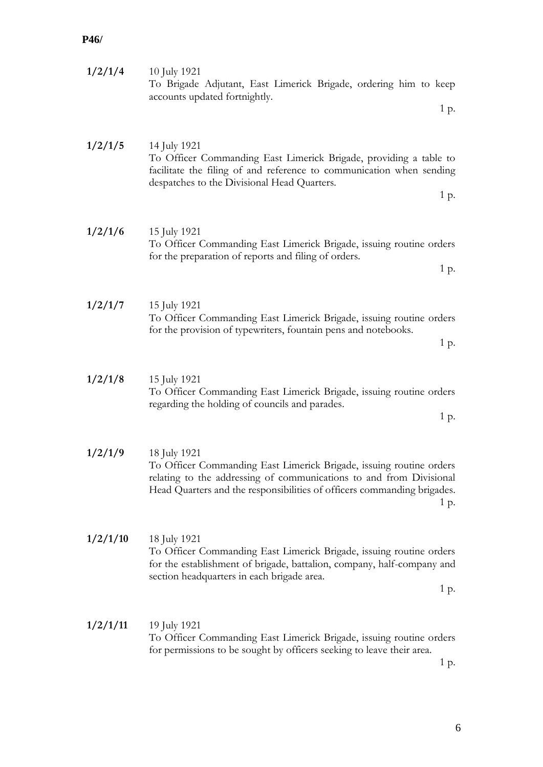**P46/**

**1/2/1/4** 10 July 1921
To Brigade Adjutant, East Limerick Brigade, ordering him to keep accounts updated fortnightly.
1 p.

**1/2/1/5** 14 July 1921
To Officer Commanding East Limerick Brigade, providing a table to facilitate the filing of and reference to communication when sending despatches to the Divisional Head Quarters.
1 p.

**1/2/1/6** 15 July 1921
To Officer Commanding East Limerick Brigade, issuing routine orders for the preparation of reports and filing of orders.
1 p.

**1/2/1/7** 15 July 1921
To Officer Commanding East Limerick Brigade, issuing routine orders for the provision of typewriters, fountain pens and notebooks.
1 p.

**1/2/1/8** 15 July 1921
To Officer Commanding East Limerick Brigade, issuing routine orders regarding the holding of councils and parades.
1 p.

**1/2/1/9** 18 July 1921
To Officer Commanding East Limerick Brigade, issuing routine orders relating to the addressing of communications to and from Divisional Head Quarters and the responsibilities of officers commanding brigades.
1 p.

**1/2/1/10** 18 July 1921
To Officer Commanding East Limerick Brigade, issuing routine orders for the establishment of brigade, battalion, company, half-company and section headquarters in each brigade area.
1 p.

**1/2/1/11** 19 July 1921
To Officer Commanding East Limerick Brigade, issuing routine orders for permissions to be sought by officers seeking to leave their area.
1 p.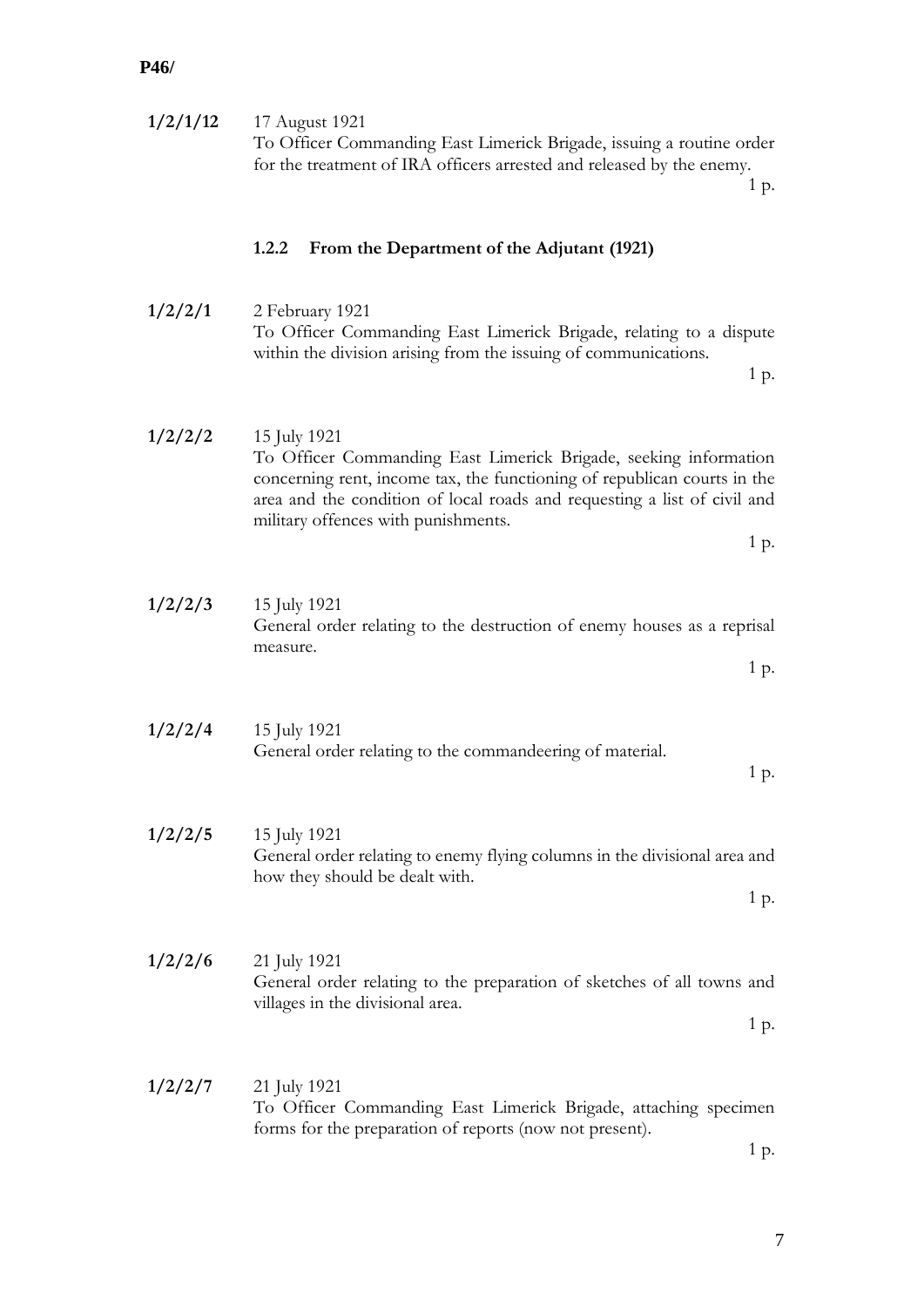**1/2/1/12** 17 August 1921
To Officer Commanding East Limerick Brigade, issuing a routine order for the treatment of IRA officers arrested and released by the enemy.
1 p.

### 1.2.2 From the Department of the Adjutant (1921)

**1/2/2/1** 2 February 1921
To Officer Commanding East Limerick Brigade, relating to a dispute within the division arising from the issuing of communications.
1 p.

**1/2/2/2** 15 July 1921
To Officer Commanding East Limerick Brigade, seeking information concerning rent, income tax, the functioning of republican courts in the area and the condition of local roads and requesting a list of civil and military offences with punishments.
1 p.

**1/2/2/3** 15 July 1921
General order relating to the destruction of enemy houses as a reprisal measure.
1 p.

**1/2/2/4** 15 July 1921
General order relating to the commandeering of material.
1 p.

**1/2/2/5** 15 July 1921
General order relating to enemy flying columns in the divisional area and how they should be dealt with.
1 p.

**1/2/2/6** 21 July 1921
General order relating to the preparation of sketches of all towns and villages in the divisional area.
1 p.

**1/2/2/7** 21 July 1921
To Officer Commanding East Limerick Brigade, attaching specimen forms for the preparation of reports (now not present).
1 p.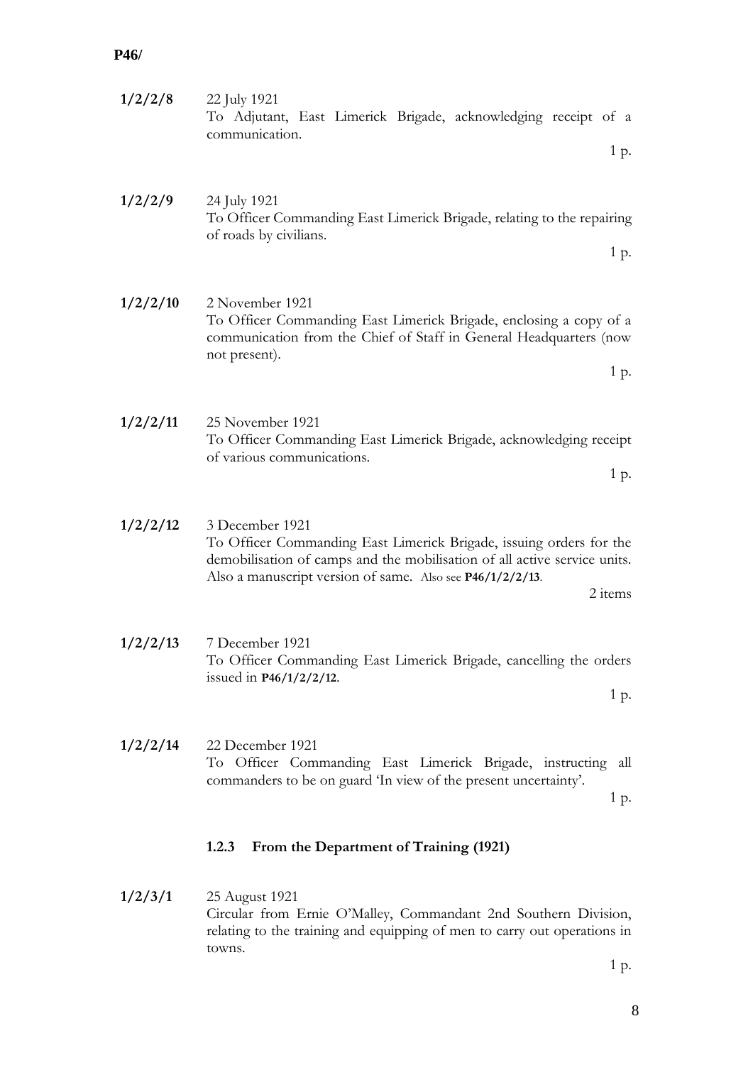**1/2/2/8** 22 July 1921
To Adjutant, East Limerick Brigade, acknowledging receipt of a communication.
1 p.

**1/2/2/9** 24 July 1921
To Officer Commanding East Limerick Brigade, relating to the repairing of roads by civilians.
1 p.

**1/2/2/10** 2 November 1921
To Officer Commanding East Limerick Brigade, enclosing a copy of a communication from the Chief of Staff in General Headquarters (now not present).
1 p.

**1/2/2/11** 25 November 1921
To Officer Commanding East Limerick Brigade, acknowledging receipt of various communications.
1 p.

**1/2/2/12** 3 December 1921
To Officer Commanding East Limerick Brigade, issuing orders for the demobilisation of camps and the mobilisation of all active service units. Also a manuscript version of same. Also see **P46/1/2/2/13**.
2 items

**1/2/2/13** 7 December 1921
To Officer Commanding East Limerick Brigade, cancelling the orders issued in **P46/1/2/2/12**.
1 p.

**1/2/2/14** 22 December 1921
To Officer Commanding East Limerick Brigade, instructing all commanders to be on guard 'In view of the present uncertainty'.
1 p.

### 1.2.3 From the Department of Training (1921)

**1/2/3/1** 25 August 1921
Circular from Ernie O'Malley, Commandant 2nd Southern Division, relating to the training and equipping of men to carry out operations in towns.
1 p.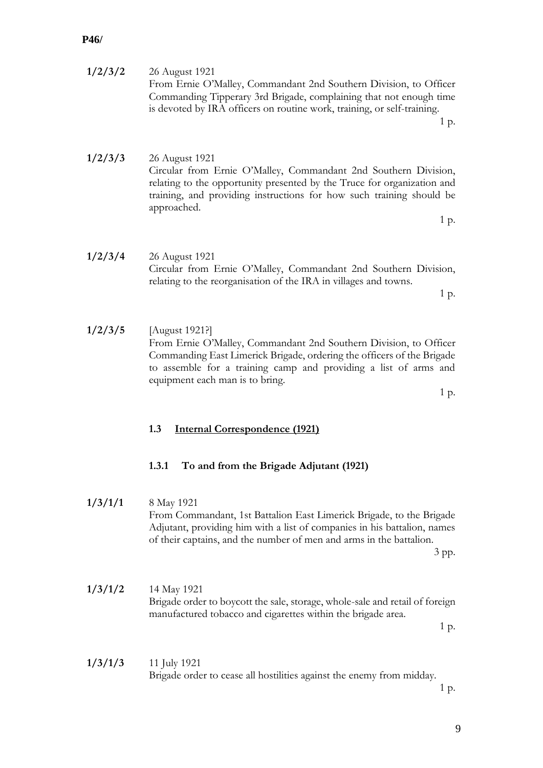**P46/**

**1/2/3/2** 26 August 1921
From Ernie O'Malley, Commandant 2nd Southern Division, to Officer Commanding Tipperary 3rd Brigade, complaining that not enough time is devoted by IRA officers on routine work, training, or self-training.
1 p.

**1/2/3/3** 26 August 1921
Circular from Ernie O'Malley, Commandant 2nd Southern Division, relating to the opportunity presented by the Truce for organization and training, and providing instructions for how such training should be approached.
1 p.

**1/2/3/4** 26 August 1921
Circular from Ernie O'Malley, Commandant 2nd Southern Division, relating to the reorganisation of the IRA in villages and towns.
1 p.

**1/2/3/5** [August 1921?]
From Ernie O'Malley, Commandant 2nd Southern Division, to Officer Commanding East Limerick Brigade, ordering the officers of the Brigade to assemble for a training camp and providing a list of arms and equipment each man is to bring.
1 p.

## 1.3 Internal Correspondence (1921)

### 1.3.1 To and from the Brigade Adjutant (1921)

**1/3/1/1** 8 May 1921
From Commandant, 1st Battalion East Limerick Brigade, to the Brigade Adjutant, providing him with a list of companies in his battalion, names of their captains, and the number of men and arms in the battalion.
3 pp.

**1/3/1/2** 14 May 1921
Brigade order to boycott the sale, storage, whole-sale and retail of foreign manufactured tobacco and cigarettes within the brigade area.
1 p.

**1/3/1/3** 11 July 1921
Brigade order to cease all hostilities against the enemy from midday.
1 p.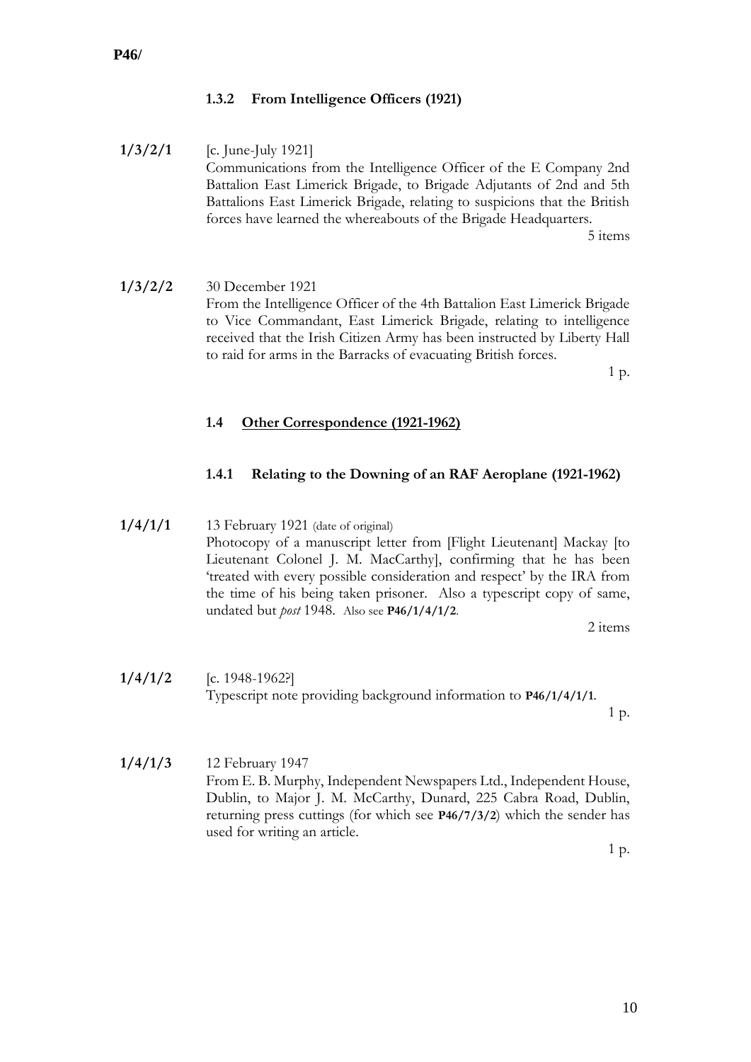### 1.3.2 From Intelligence Officers (1921)

**1/3/2/1** [c. June-July 1921]
Communications from the Intelligence Officer of the E Company 2nd Battalion East Limerick Brigade, to Brigade Adjutants of 2nd and 5th Battalions East Limerick Brigade, relating to suspicions that the British forces have learned the whereabouts of the Brigade Headquarters.
5 items

**1/3/2/2** 30 December 1921
From the Intelligence Officer of the 4th Battalion East Limerick Brigade to Vice Commandant, East Limerick Brigade, relating to intelligence received that the Irish Citizen Army has been instructed by Liberty Hall to raid for arms in the Barracks of evacuating British forces.
1 p.

## 1.4 Other Correspondence (1921-1962)

### 1.4.1 Relating to the Downing of an RAF Aeroplane (1921-1962)

**1/4/1/1** 13 February 1921 (date of original)
Photocopy of a manuscript letter from [Flight Lieutenant] Mackay [to Lieutenant Colonel J. M. MacCarthy], confirming that he has been 'treated with every possible consideration and respect' by the IRA from the time of his being taken prisoner. Also a typescript copy of same, undated but *post* 1948. Also see **P46/1/4/1/2**.
2 items

**1/4/1/2** [c. 1948-1962?]
Typescript note providing background information to **P46/1/4/1/1**.
1 p.

**1/4/1/3** 12 February 1947
From E. B. Murphy, Independent Newspapers Ltd., Independent House, Dublin, to Major J. M. McCarthy, Dunard, 225 Cabra Road, Dublin, returning press cuttings (for which see **P46/7/3/2**) which the sender has used for writing an article.
1 p.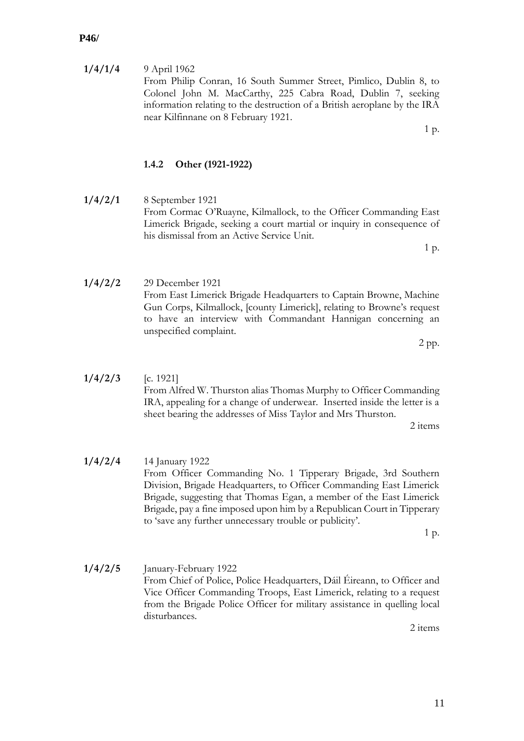**1/4/1/4** 9 April 1962
From Philip Conran, 16 South Summer Street, Pimlico, Dublin 8, to Colonel John M. MacCarthy, 225 Cabra Road, Dublin 7, seeking information relating to the destruction of a British aeroplane by the IRA near Kilfinnane on 8 February 1921.
1 p.

### 1.4.2 Other (1921-1922)

**1/4/2/1** 8 September 1921
From Cormac O'Ruayne, Kilmallock, to the Officer Commanding East Limerick Brigade, seeking a court martial or inquiry in consequence of his dismissal from an Active Service Unit.
1 p.

**1/4/2/2** 29 December 1921
From East Limerick Brigade Headquarters to Captain Browne, Machine Gun Corps, Kilmallock, [county Limerick], relating to Browne's request to have an interview with Commandant Hannigan concerning an unspecified complaint.
2 pp.

**1/4/2/3** [c. 1921]
From Alfred W. Thurston alias Thomas Murphy to Officer Commanding IRA, appealing for a change of underwear. Inserted inside the letter is a sheet bearing the addresses of Miss Taylor and Mrs Thurston.
2 items

**1/4/2/4** 14 January 1922
From Officer Commanding No. 1 Tipperary Brigade, 3rd Southern Division, Brigade Headquarters, to Officer Commanding East Limerick Brigade, suggesting that Thomas Egan, a member of the East Limerick Brigade, pay a fine imposed upon him by a Republican Court in Tipperary to 'save any further unnecessary trouble or publicity'.
1 p.

**1/4/2/5** January-February 1922
From Chief of Police, Police Headquarters, Dáil Éireann, to Officer and Vice Officer Commanding Troops, East Limerick, relating to a request from the Brigade Police Officer for military assistance in quelling local disturbances.
2 items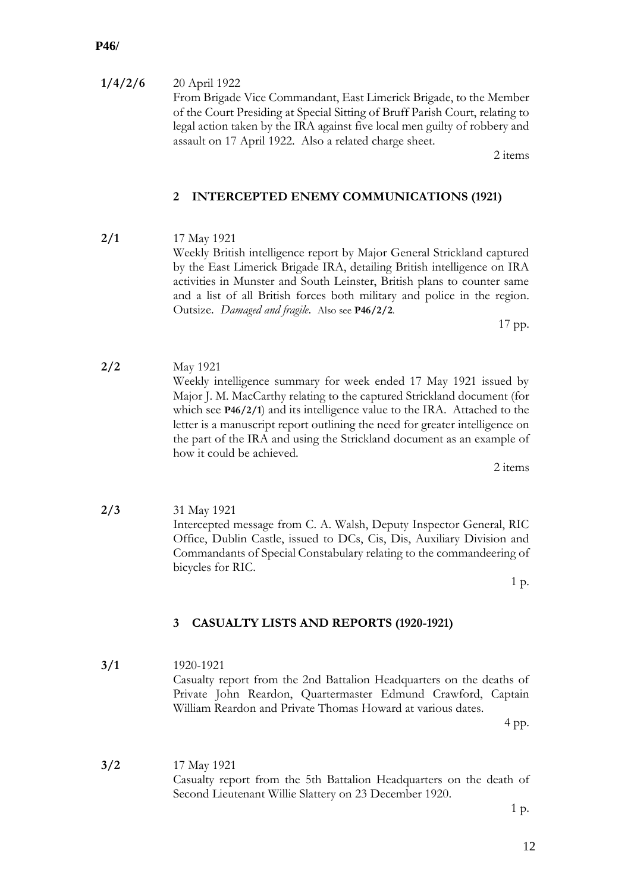**1/4/2/6** 20 April 1922
From Brigade Vice Commandant, East Limerick Brigade, to the Member of the Court Presiding at Special Sitting of Bruff Parish Court, relating to legal action taken by the IRA against five local men guilty of robbery and assault on 17 April 1922. Also a related charge sheet.
2 items

## 2 INTERCEPTED ENEMY COMMUNICATIONS (1921)

**2/1** 17 May 1921
Weekly British intelligence report by Major General Strickland captured by the East Limerick Brigade IRA, detailing British intelligence on IRA activities in Munster and South Leinster, British plans to counter same and a list of all British forces both military and police in the region. Outsize. *Damaged and fragile*. Also see **P46/2/2**.
17 pp.

**2/2** May 1921
Weekly intelligence summary for week ended 17 May 1921 issued by Major J. M. MacCarthy relating to the captured Strickland document (for which see **P46/2/1**) and its intelligence value to the IRA. Attached to the letter is a manuscript report outlining the need for greater intelligence on the part of the IRA and using the Strickland document as an example of how it could be achieved.
2 items

**2/3** 31 May 1921
Intercepted message from C. A. Walsh, Deputy Inspector General, RIC Office, Dublin Castle, issued to DCs, Cis, Dis, Auxiliary Division and Commandants of Special Constabulary relating to the commandeering of bicycles for RIC.
1 p.

## 3 CASUALTY LISTS AND REPORTS (1920-1921)

**3/1** 1920-1921
Casualty report from the 2nd Battalion Headquarters on the deaths of Private John Reardon, Quartermaster Edmund Crawford, Captain William Reardon and Private Thomas Howard at various dates.
4 pp.

**3/2** 17 May 1921
Casualty report from the 5th Battalion Headquarters on the death of Second Lieutenant Willie Slattery on 23 December 1920.
1 p.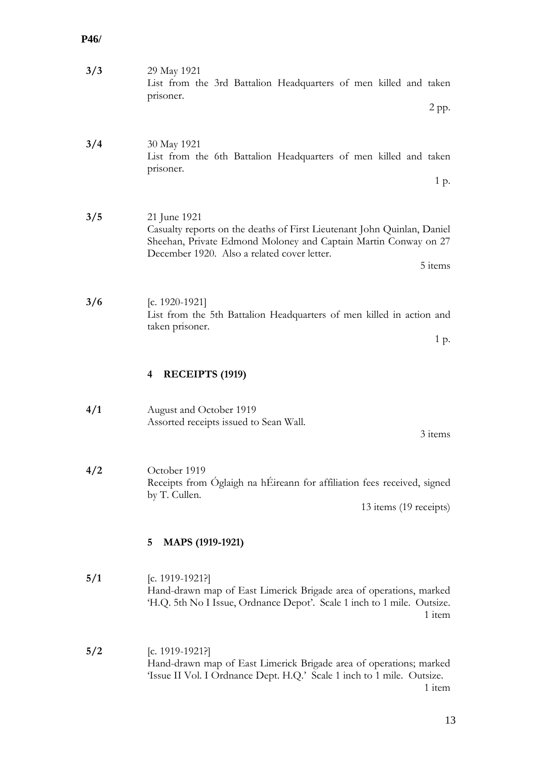**P46/**

**3/3** 29 May 1921
List from the 3rd Battalion Headquarters of men killed and taken prisoner.
2 pp.

**3/4** 30 May 1921
List from the 6th Battalion Headquarters of men killed and taken prisoner.
1 p.

**3/5** 21 June 1921
Casualty reports on the deaths of First Lieutenant John Quinlan, Daniel Sheehan, Private Edmond Moloney and Captain Martin Conway on 27 December 1920. Also a related cover letter.
5 items

**3/6** [c. 1920-1921]
List from the 5th Battalion Headquarters of men killed in action and taken prisoner.
1 p.

## 4 RECEIPTS (1919)

**4/1** August and October 1919
Assorted receipts issued to Sean Wall.
3 items

**4/2** October 1919
Receipts from Óglaigh na hÉireann for affiliation fees received, signed by T. Cullen.
13 items (19 receipts)

## 5 MAPS (1919-1921)

**5/1** [c. 1919-1921?]
Hand-drawn map of East Limerick Brigade area of operations, marked 'H.Q. 5th No I Issue, Ordnance Depot'. Scale 1 inch to 1 mile. Outsize.
1 item

**5/2** [c. 1919-1921?]
Hand-drawn map of East Limerick Brigade area of operations; marked 'Issue II Vol. I Ordnance Dept. H.Q.' Scale 1 inch to 1 mile. Outsize.
1 item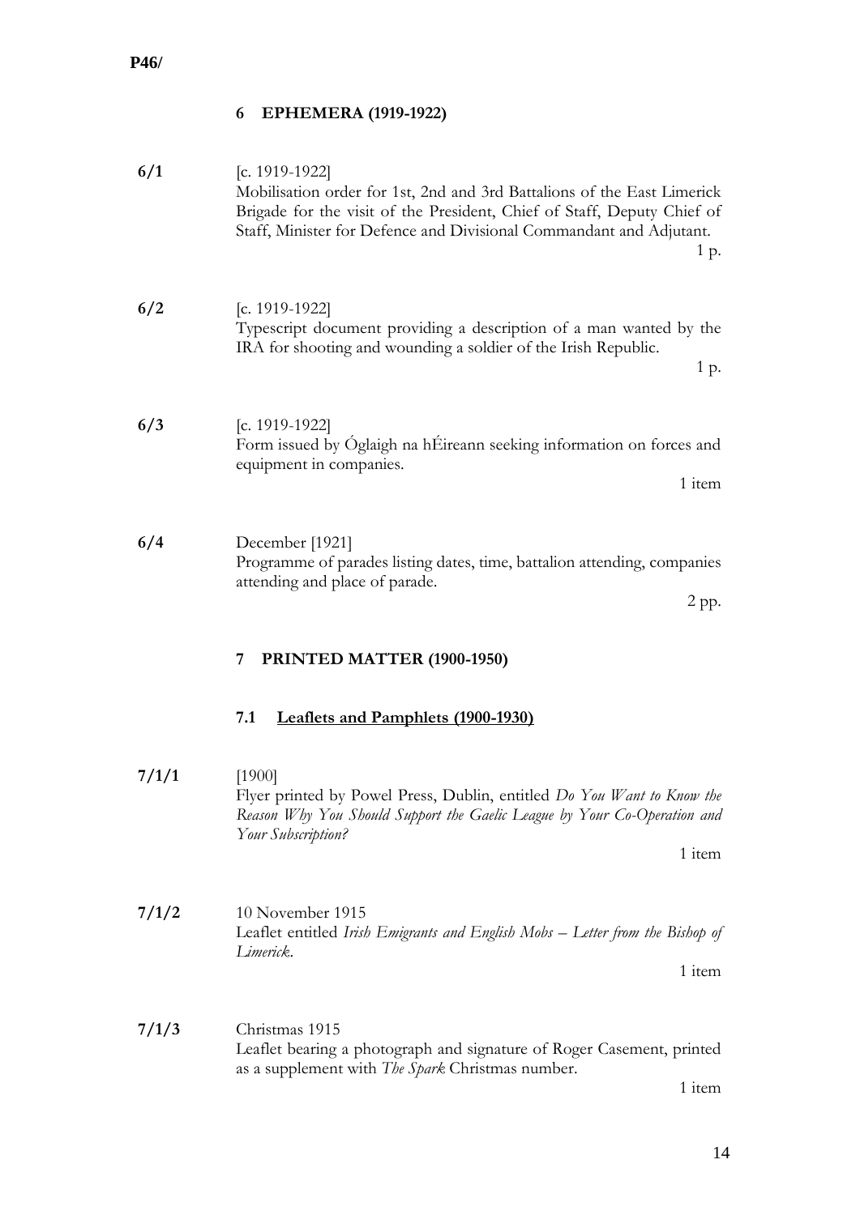## 6 EPHEMERA (1919-1922)

**6/1** [c. 1919-1922]
Mobilisation order for 1st, 2nd and 3rd Battalions of the East Limerick Brigade for the visit of the President, Chief of Staff, Deputy Chief of Staff, Minister for Defence and Divisional Commandant and Adjutant.
1 p.

**6/2** [c. 1919-1922]
Typescript document providing a description of a man wanted by the IRA for shooting and wounding a soldier of the Irish Republic.
1 p.

**6/3** [c. 1919-1922]
Form issued by Óglaigh na hÉireann seeking information on forces and equipment in companies.
1 item

**6/4** December [1921]
Programme of parades listing dates, time, battalion attending, companies attending and place of parade.
2 pp.

## 7 PRINTED MATTER (1900-1950)

### 7.1 Leaflets and Pamphlets (1900-1930)

**7/1/1** [1900]
Flyer printed by Powel Press, Dublin, entitled *Do You Want to Know the Reason Why You Should Support the Gaelic League by Your Co-Operation and Your Subscription?*
1 item

**7/1/2** 10 November 1915
Leaflet entitled *Irish Emigrants and English Mobs – Letter from the Bishop of Limerick*.
1 item

**7/1/3** Christmas 1915
Leaflet bearing a photograph and signature of Roger Casement, printed as a supplement with *The Spark* Christmas number.
1 item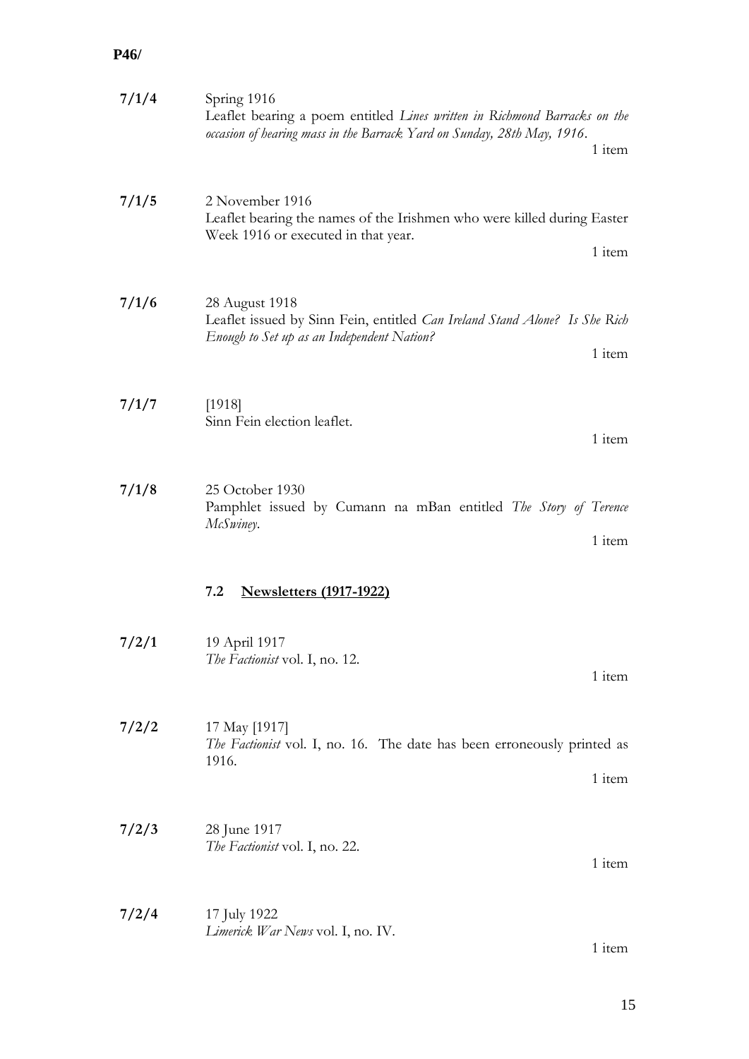**7/1/4** Spring 1916
Leaflet bearing a poem entitled *Lines written in Richmond Barracks on the occasion of hearing mass in the Barrack Yard on Sunday, 28th May, 1916*.
1 item

**7/1/5** 2 November 1916
Leaflet bearing the names of the Irishmen who were killed during Easter Week 1916 or executed in that year.
1 item

**7/1/6** 28 August 1918
Leaflet issued by Sinn Fein, entitled *Can Ireland Stand Alone? Is She Rich Enough to Set up as an Independent Nation?*
1 item

**7/1/7** [1918]
Sinn Fein election leaflet.
1 item

**7/1/8** 25 October 1930
Pamphlet issued by Cumann na mBan entitled *The Story of Terence McSwiney*.
1 item

### 7.2 Newsletters (1917-1922)

**7/2/1** 19 April 1917
*The Factionist* vol. I, no. 12.
1 item

**7/2/2** 17 May [1917]
*The Factionist* vol. I, no. 16. The date has been erroneously printed as 1916.
1 item

**7/2/3** 28 June 1917
*The Factionist* vol. I, no. 22.
1 item

**7/2/4** 17 July 1922
*Limerick War News* vol. I, no. IV.
1 item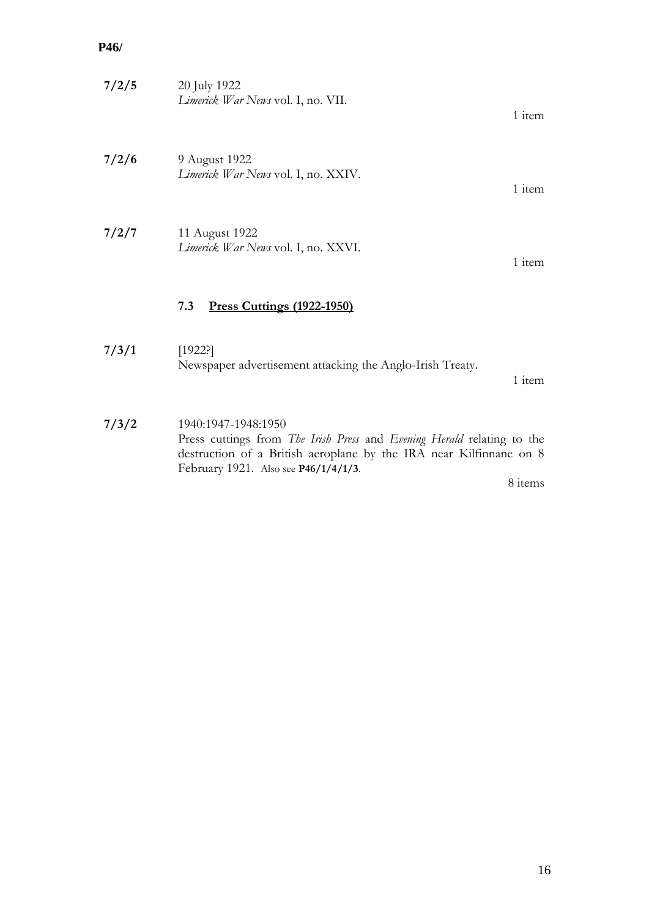**7/2/5** 20 July 1922
*Limerick War News* vol. I, no. VII.
1 item

**7/2/6** 9 August 1922
*Limerick War News* vol. I, no. XXIV.
1 item

**7/2/7** 11 August 1922
*Limerick War News* vol. I, no. XXVI.
1 item

### 7.3 Press Cuttings (1922-1950)

**7/3/1** [1922?]
Newspaper advertisement attacking the Anglo-Irish Treaty.
1 item

**7/3/2** 1940:1947-1948:1950
Press cuttings from *The Irish Press* and *Evening Herald* relating to the destruction of a British aeroplane by the IRA near Kilfinnane on 8 February 1921. Also see **P46/1/4/1/3**.
8 items